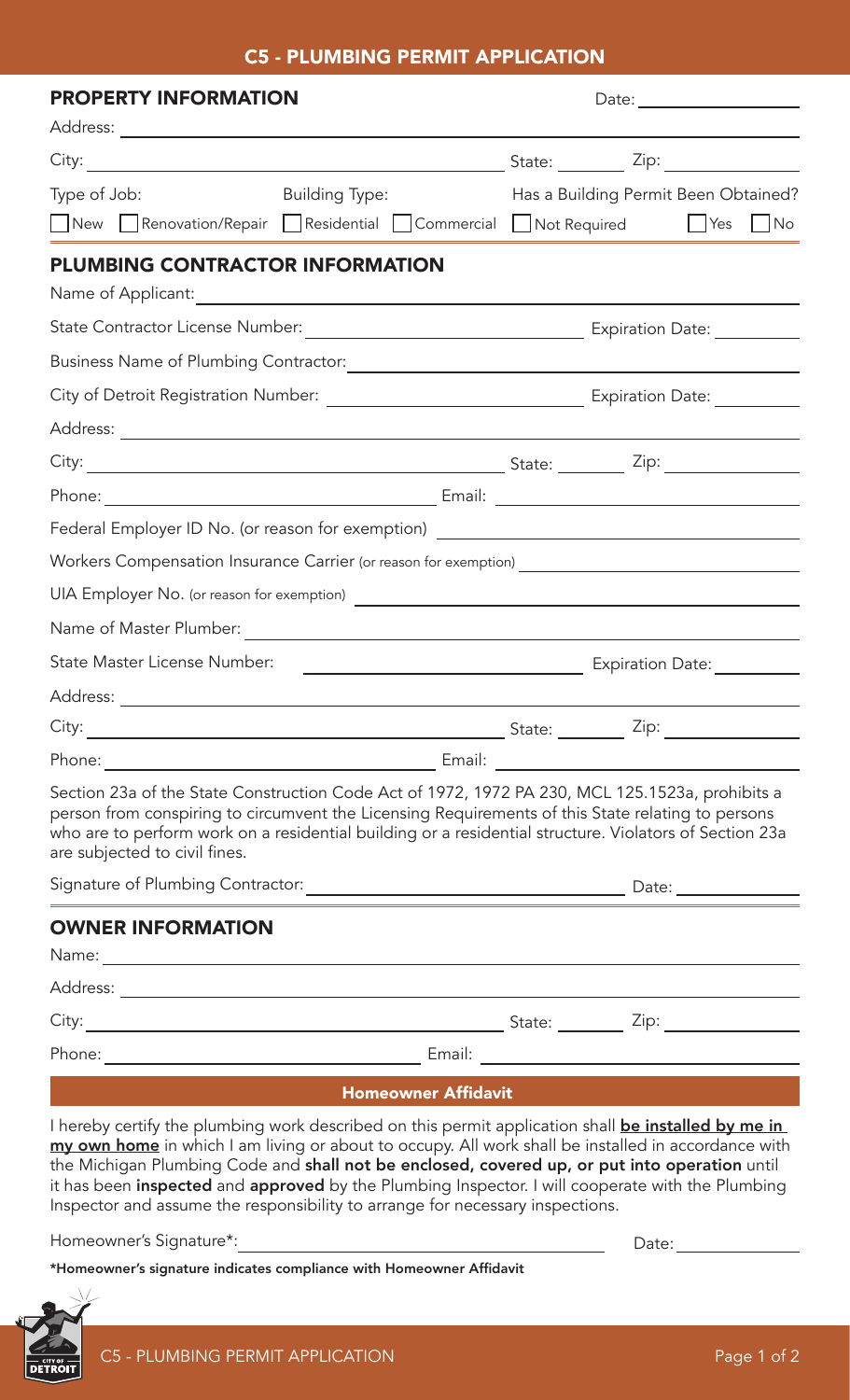# C5 - PLUMBING PERMIT APPLICATION

## PROPERTY INFORMATION

Date: ____________________

Address: ____________________

City: ____________________ State: ________ Zip: ____________

Type of Job: ☐ New ☐ Renovation/Repair

Building Type: ☐ Residential ☐ Commercial

Has a Building Permit Been Obtained? ☐ Not Required ☐ Yes ☐ No

## PLUMBING CONTRACTOR INFORMATION

Name of Applicant: ____________________

State Contractor License Number: ____________________ Expiration Date: ____________

Business Name of Plumbing Contractor: ____________________

City of Detroit Registration Number: ____________________ Expiration Date: ____________

Address: ____________________

City: ____________________ State: ________ Zip: ____________

Phone: ____________________ Email: ____________________

Federal Employer ID No. (or reason for exemption) ____________________

Workers Compensation Insurance Carrier (or reason for exemption) ____________________

UIA Employer No. (or reason for exemption) ____________________

Name of Master Plumber: ____________________

State Master License Number: ____________________ Expiration Date: ____________

Address: ____________________

City: ____________________ State: ________ Zip: ____________

Phone: ____________________ Email: ____________________

Section 23a of the State Construction Code Act of 1972, 1972 PA 230, MCL 125.1523a, prohibits a person from conspiring to circumvent the Licensing Requirements of this State relating to persons who are to perform work on a residential building or a residential structure. Violators of Section 23a are subjected to civil fines.

Signature of Plumbing Contractor: ____________________ Date: ____________

## OWNER INFORMATION

Name: ____________________

Address: ____________________

City: ____________________ State: ________ Zip: ____________

Phone: ____________________ Email: ____________________

### Homeowner Affidavit

I hereby certify the plumbing work described on this permit application shall **be installed by me in my own home** in which I am living or about to occupy. All work shall be installed in accordance with the Michigan Plumbing Code and **shall not be enclosed, covered up, or put into operation** until it has been **inspected** and **approved** by the Plumbing Inspector. I will cooperate with the Plumbing Inspector and assume the responsibility to arrange for necessary inspections.

Homeowner's Signature*: ____________________ Date: ____________

**\*Homeowner's signature indicates compliance with Homeowner Affidavit**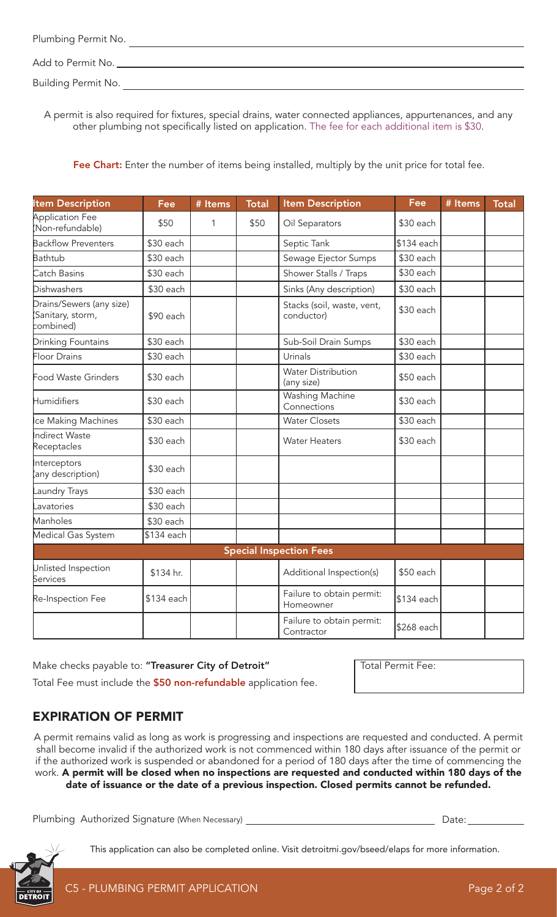Plumbing Permit No. ____________________

Add to Permit No. ____________________

Building Permit No. ____________________

A permit is also required for fixtures, special drains, water connected appliances, appurtenances, and any other plumbing not specifically listed on application. The fee for each additional item is $30.

**Fee Chart:** Enter the number of items being installed, multiply by the unit price for total fee.

| Item Description | Fee | # Items | Total | Item Description | Fee | # Items | Total |
|---|---|---|---|---|---|---|---|
| Application Fee (Non-refundable) | $50 | 1 | $50 | Oil Separators | $30 each | | |
| Backflow Preventers | $30 each | | | Septic Tank | $134 each | | |
| Bathtub | $30 each | | | Sewage Ejector Sumps | $30 each | | |
| Catch Basins | $30 each | | | Shower Stalls / Traps | $30 each | | |
| Dishwashers | $30 each | | | Sinks (Any description) | $30 each | | |
| Drains/Sewers (any size) (Sanitary, storm, combined) | $90 each | | | Stacks (soil, waste, vent, conductor) | $30 each | | |
| Drinking Fountains | $30 each | | | Sub-Soil Drain Sumps | $30 each | | |
| Floor Drains | $30 each | | | Urinals | $30 each | | |
| Food Waste Grinders | $30 each | | | Water Distribution (any size) | $50 each | | |
| Humidifiers | $30 each | | | Washing Machine Connections | $30 each | | |
| Ice Making Machines | $30 each | | | Water Closets | $30 each | | |
| Indirect Waste Receptacles | $30 each | | | Water Heaters | $30 each | | |
| Interceptors (any description) | $30 each | | | | | | |
| Laundry Trays | $30 each | | | | | | |
| Lavatories | $30 each | | | | | | |
| Manholes | $30 each | | | | | | |
| Medical Gas System | $134 each | | | | | | |
| **Special Inspection Fees** | | | | | | | |
| Unlisted Inspection Services | $134 hr. | | | Additional Inspection(s) | $50 each | | |
| Re-Inspection Fee | $134 each | | | Failure to obtain permit: Homeowner | $134 each | | |
| | | | | Failure to obtain permit: Contractor | $268 each | | |

Make checks payable to: **"Treasurer City of Detroit"**

Total Fee must include the **$50 non-refundable** application fee.

Total Permit Fee: ____________________

## EXPIRATION OF PERMIT

A permit remains valid as long as work is progressing and inspections are requested and conducted. A permit shall become invalid if the authorized work is not commenced within 180 days after issuance of the permit or if the authorized work is suspended or abandoned for a period of 180 days after the time of commencing the work. **A permit will be closed when no inspections are requested and conducted within 180 days of the date of issuance or the date of a previous inspection. Closed permits cannot be refunded.**

Plumbing Authorized Signature (When Necessary) ____________________ Date: __________

This application can also be completed online. Visit detroitmi.gov/bseed/elaps for more information.

C5 - PLUMBING PERMIT APPLICATION